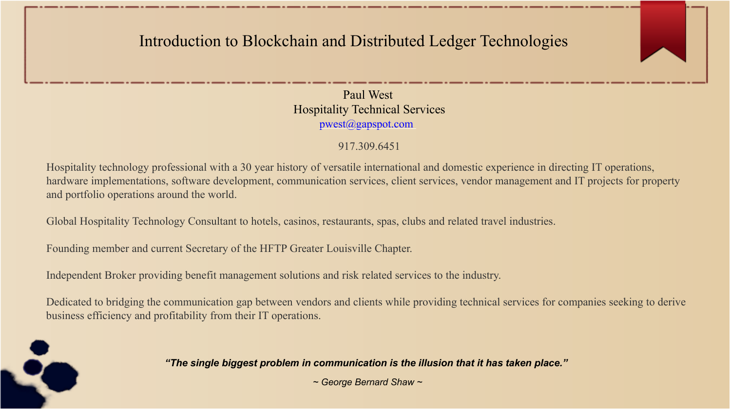# Introduction to Blockchain and Distributed Ledger Technologies

Paul West
Hospitality Technical Services
pwest@gapspot.com

917.309.6451

Hospitality technology professional with a 30 year history of versatile international and domestic experience in directing IT operations, hardware implementations, software development, communication services, client services, vendor management and IT projects for property and portfolio operations around the world.

Global Hospitality Technology Consultant to hotels, casinos, restaurants, spas, clubs and related travel industries.

Founding member and current Secretary of the HFTP Greater Louisville Chapter.

Independent Broker providing benefit management solutions and risk related services to the industry.

Dedicated to bridging the communication gap between vendors and clients while providing technical services for companies seeking to derive business efficiency and profitability from their IT operations.

***"The single biggest problem in communication is the illusion that it has taken place."***

*~ George Bernard Shaw ~*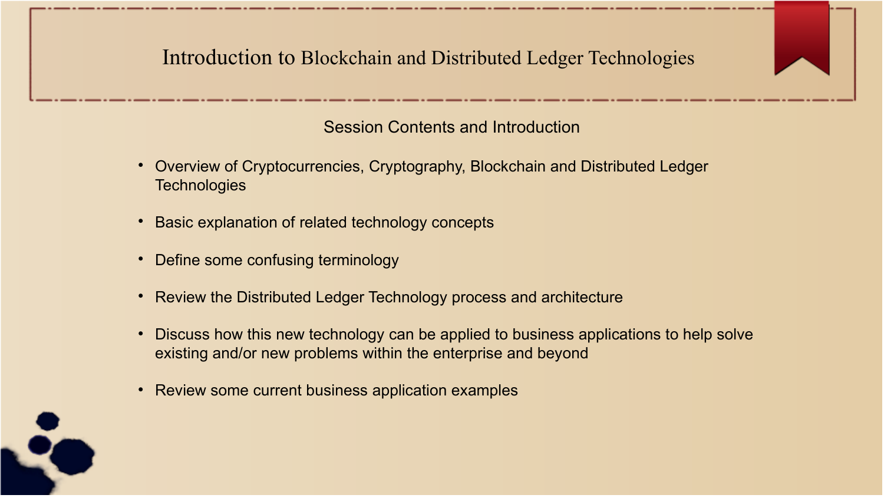# Introduction to Blockchain and Distributed Ledger Technologies

## Session Contents and Introduction

- Overview of Cryptocurrencies, Cryptography, Blockchain and Distributed Ledger Technologies
- Basic explanation of related technology concepts
- Define some confusing terminology
- Review the Distributed Ledger Technology process and architecture
- Discuss how this new technology can be applied to business applications to help solve existing and/or new problems within the enterprise and beyond
- Review some current business application examples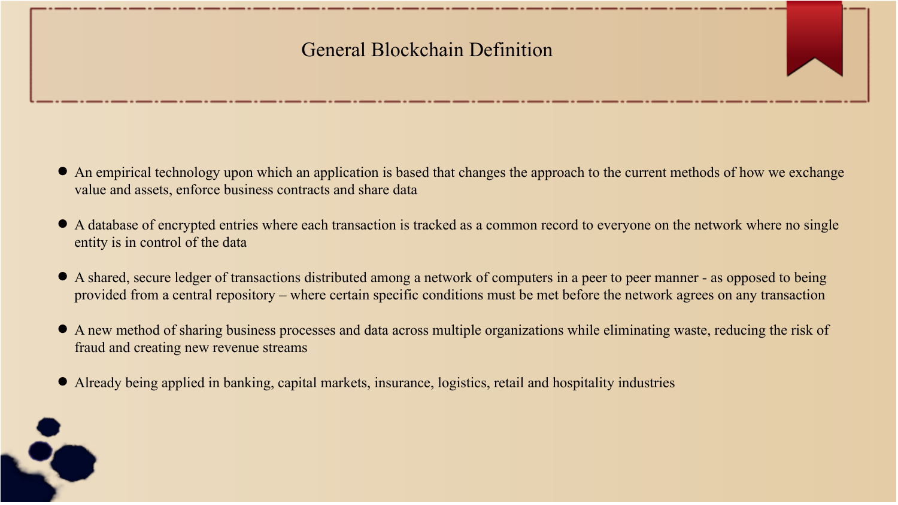# General Blockchain Definition

- An empirical technology upon which an application is based that changes the approach to the current methods of how we exchange value and assets, enforce business contracts and share data
- A database of encrypted entries where each transaction is tracked as a common record to everyone on the network where no single entity is in control of the data
- A shared, secure ledger of transactions distributed among a network of computers in a peer to peer manner - as opposed to being provided from a central repository – where certain specific conditions must be met before the network agrees on any transaction
- A new method of sharing business processes and data across multiple organizations while eliminating waste, reducing the risk of fraud and creating new revenue streams
- Already being applied in banking, capital markets, insurance, logistics, retail and hospitality industries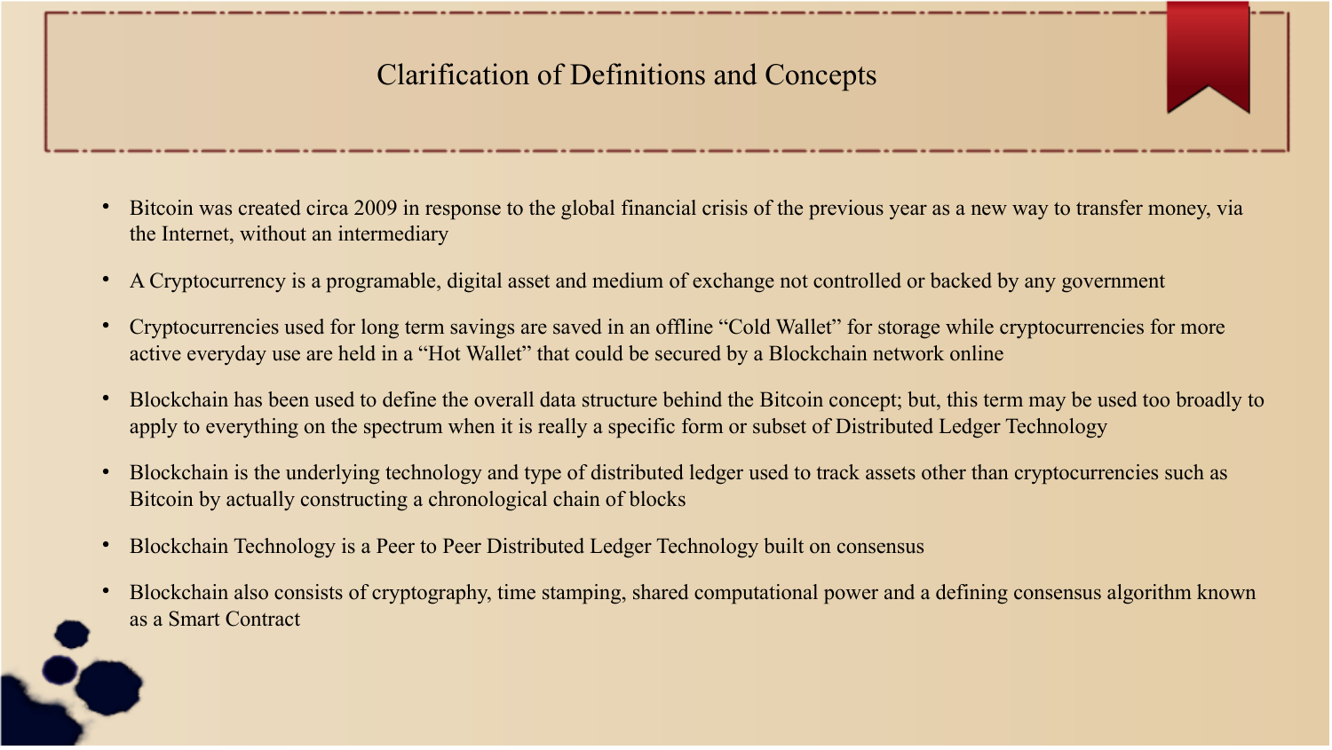# Clarification of Definitions and Concepts

- Bitcoin was created circa 2009 in response to the global financial crisis of the previous year as a new way to transfer money, via the Internet, without an intermediary
- A Cryptocurrency is a programable, digital asset and medium of exchange not controlled or backed by any government
- Cryptocurrencies used for long term savings are saved in an offline "Cold Wallet" for storage while cryptocurrencies for more active everyday use are held in a "Hot Wallet" that could be secured by a Blockchain network online
- Blockchain has been used to define the overall data structure behind the Bitcoin concept; but, this term may be used too broadly to apply to everything on the spectrum when it is really a specific form or subset of Distributed Ledger Technology
- Blockchain is the underlying technology and type of distributed ledger used to track assets other than cryptocurrencies such as Bitcoin by actually constructing a chronological chain of blocks
- Blockchain Technology is a Peer to Peer Distributed Ledger Technology built on consensus
- Blockchain also consists of cryptography, time stamping, shared computational power and a defining consensus algorithm known as a Smart Contract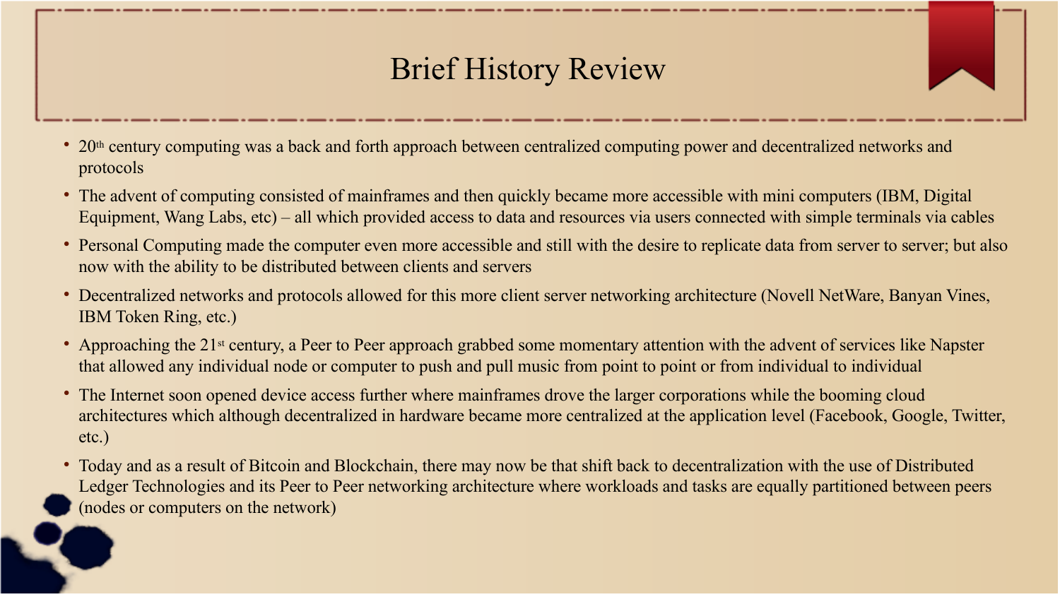# Brief History Review

- 20th century computing was a back and forth approach between centralized computing power and decentralized networks and protocols
- The advent of computing consisted of mainframes and then quickly became more accessible with mini computers (IBM, Digital Equipment, Wang Labs, etc) – all which provided access to data and resources via users connected with simple terminals via cables
- Personal Computing made the computer even more accessible and still with the desire to replicate data from server to server; but also now with the ability to be distributed between clients and servers
- Decentralized networks and protocols allowed for this more client server networking architecture (Novell NetWare, Banyan Vines, IBM Token Ring, etc.)
- Approaching the 21st century, a Peer to Peer approach grabbed some momentary attention with the advent of services like Napster that allowed any individual node or computer to push and pull music from point to point or from individual to individual
- The Internet soon opened device access further where mainframes drove the larger corporations while the booming cloud architectures which although decentralized in hardware became more centralized at the application level (Facebook, Google, Twitter, etc.)
- Today and as a result of Bitcoin and Blockchain, there may now be that shift back to decentralization with the use of Distributed Ledger Technologies and its Peer to Peer networking architecture where workloads and tasks are equally partitioned between peers (nodes or computers on the network)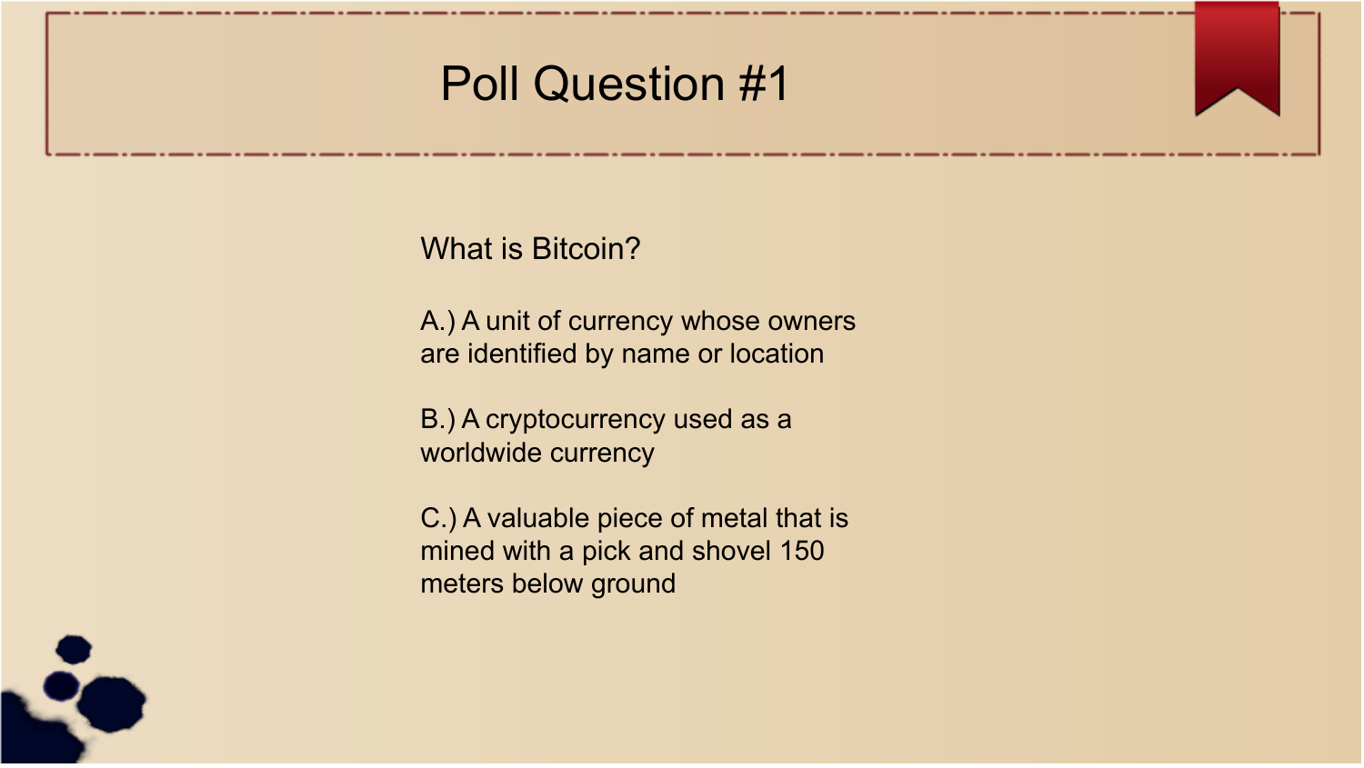# Poll Question #1

What is Bitcoin?

A.) A unit of currency whose owners are identified by name or location

B.) A cryptocurrency used as a worldwide currency

C.) A valuable piece of metal that is mined with a pick and shovel 150 meters below ground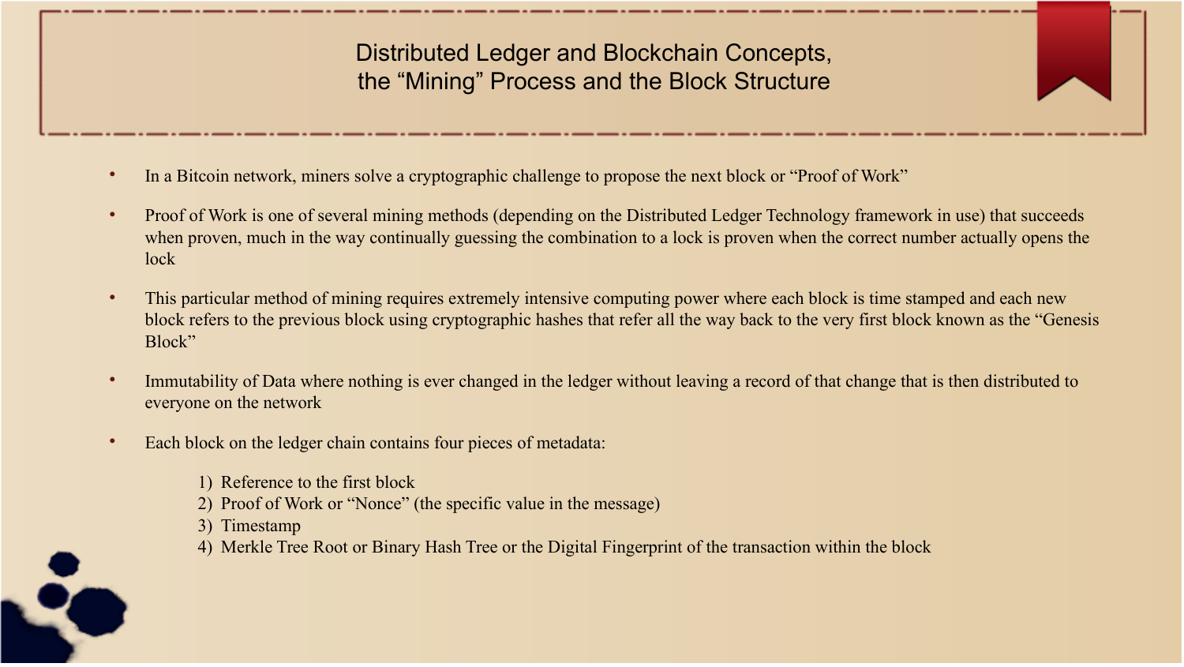# Distributed Ledger and Blockchain Concepts, the "Mining" Process and the Block Structure

- In a Bitcoin network, miners solve a cryptographic challenge to propose the next block or "Proof of Work"
- Proof of Work is one of several mining methods (depending on the Distributed Ledger Technology framework in use) that succeeds when proven, much in the way continually guessing the combination to a lock is proven when the correct number actually opens the lock
- This particular method of mining requires extremely intensive computing power where each block is time stamped and each new block refers to the previous block using cryptographic hashes that refer all the way back to the very first block known as the "Genesis Block"
- Immutability of Data where nothing is ever changed in the ledger without leaving a record of that change that is then distributed to everyone on the network
- Each block on the ledger chain contains four pieces of metadata:

  1) Reference to the first block
  2) Proof of Work or "Nonce" (the specific value in the message)
  3) Timestamp
  4) Merkle Tree Root or Binary Hash Tree or the Digital Fingerprint of the transaction within the block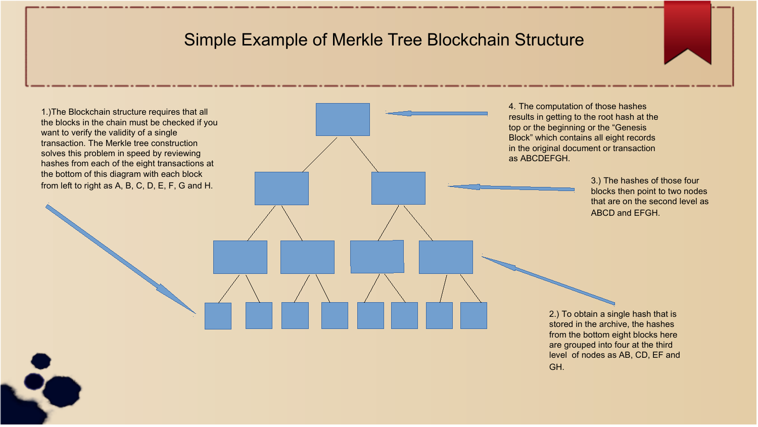# Simple Example of Merkle Tree Blockchain Structure

1.)The Blockchain structure requires that all the blocks in the chain must be checked if you want to verify the validity of a single transaction. The Merkle tree construction solves this problem in speed by reviewing hashes from each of the eight transactions at the bottom of this diagram with each block from left to right as A, B, C, D, E, F, G and H.

2.) To obtain a single hash that is stored in the archive, the hashes from the bottom eight blocks here are grouped into four at the third level of nodes as AB, CD, EF and GH.

3.) The hashes of those four blocks then point to two nodes that are on the second level as ABCD and EFGH.

4. The computation of those hashes results in getting to the root hash at the top or the beginning or the "Genesis Block" which contains all eight records in the original document or transaction as ABCDEFGH.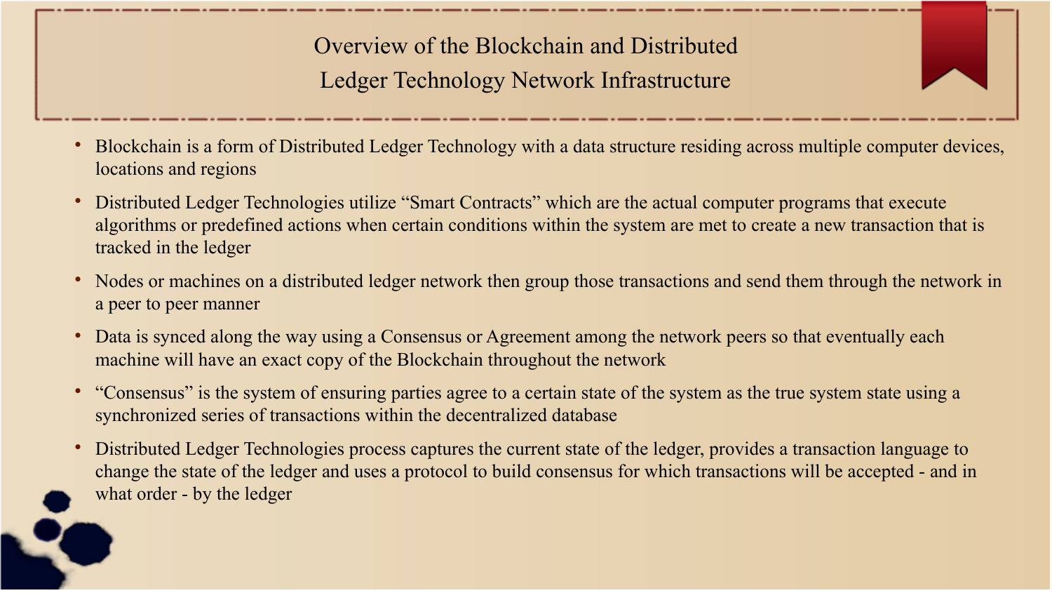# Overview of the Blockchain and Distributed Ledger Technology Network Infrastructure

- Blockchain is a form of Distributed Ledger Technology with a data structure residing across multiple computer devices, locations and regions
- Distributed Ledger Technologies utilize "Smart Contracts" which are the actual computer programs that execute algorithms or predefined actions when certain conditions within the system are met to create a new transaction that is tracked in the ledger
- Nodes or machines on a distributed ledger network then group those transactions and send them through the network in a peer to peer manner
- Data is synced along the way using a Consensus or Agreement among the network peers so that eventually each machine will have an exact copy of the Blockchain throughout the network
- "Consensus" is the system of ensuring parties agree to a certain state of the system as the true system state using a synchronized series of transactions within the decentralized database
- Distributed Ledger Technologies process captures the current state of the ledger, provides a transaction language to change the state of the ledger and uses a protocol to build consensus for which transactions will be accepted - and in what order - by the ledger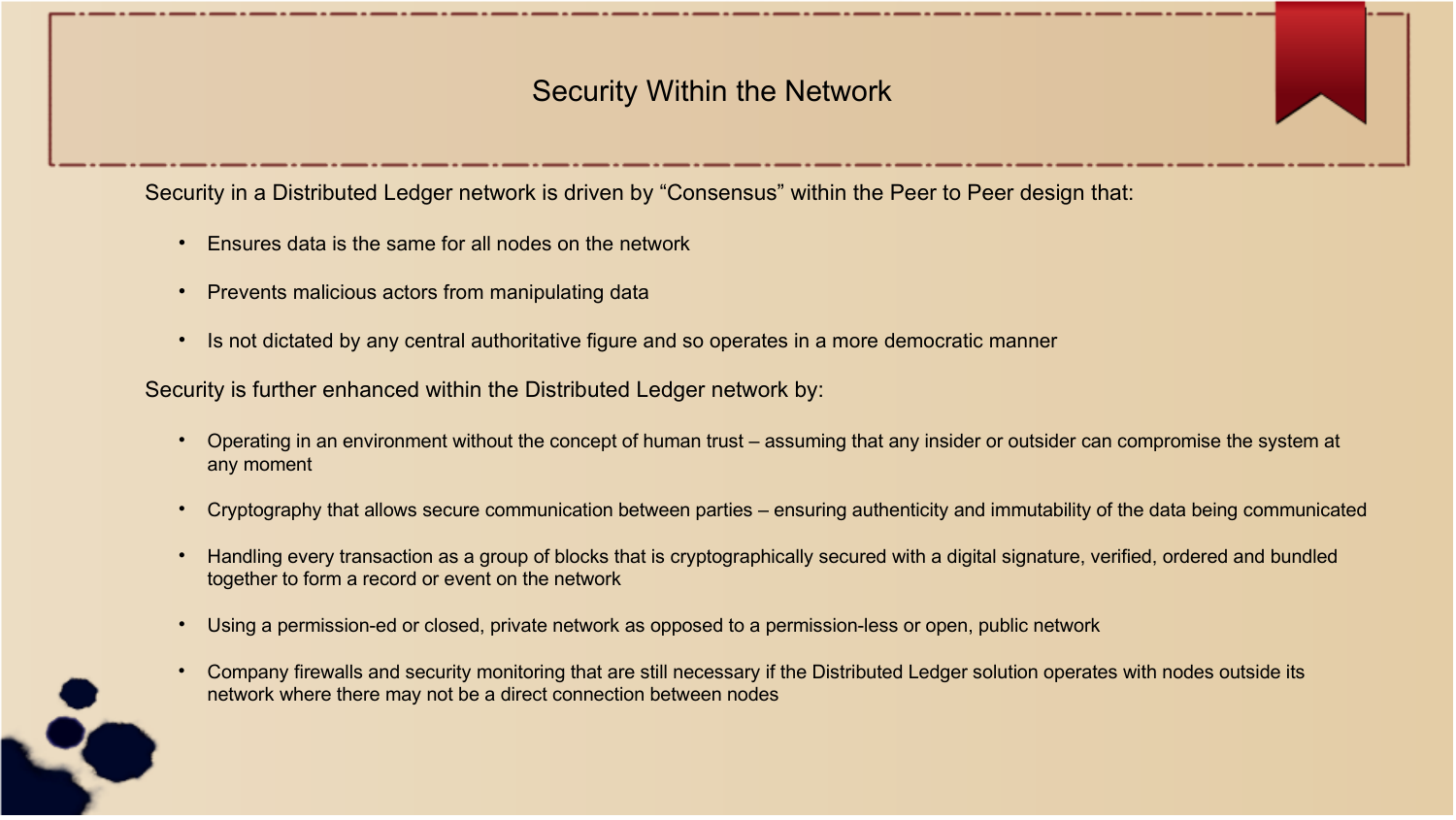# Security Within the Network

Security in a Distributed Ledger network is driven by "Consensus" within the Peer to Peer design that:

- Ensures data is the same for all nodes on the network
- Prevents malicious actors from manipulating data
- Is not dictated by any central authoritative figure and so operates in a more democratic manner

Security is further enhanced within the Distributed Ledger network by:

- Operating in an environment without the concept of human trust – assuming that any insider or outsider can compromise the system at any moment
- Cryptography that allows secure communication between parties – ensuring authenticity and immutability of the data being communicated
- Handling every transaction as a group of blocks that is cryptographically secured with a digital signature, verified, ordered and bundled together to form a record or event on the network
- Using a permission-ed or closed, private network as opposed to a permission-less or open, public network
- Company firewalls and security monitoring that are still necessary if the Distributed Ledger solution operates with nodes outside its network where there may not be a direct connection between nodes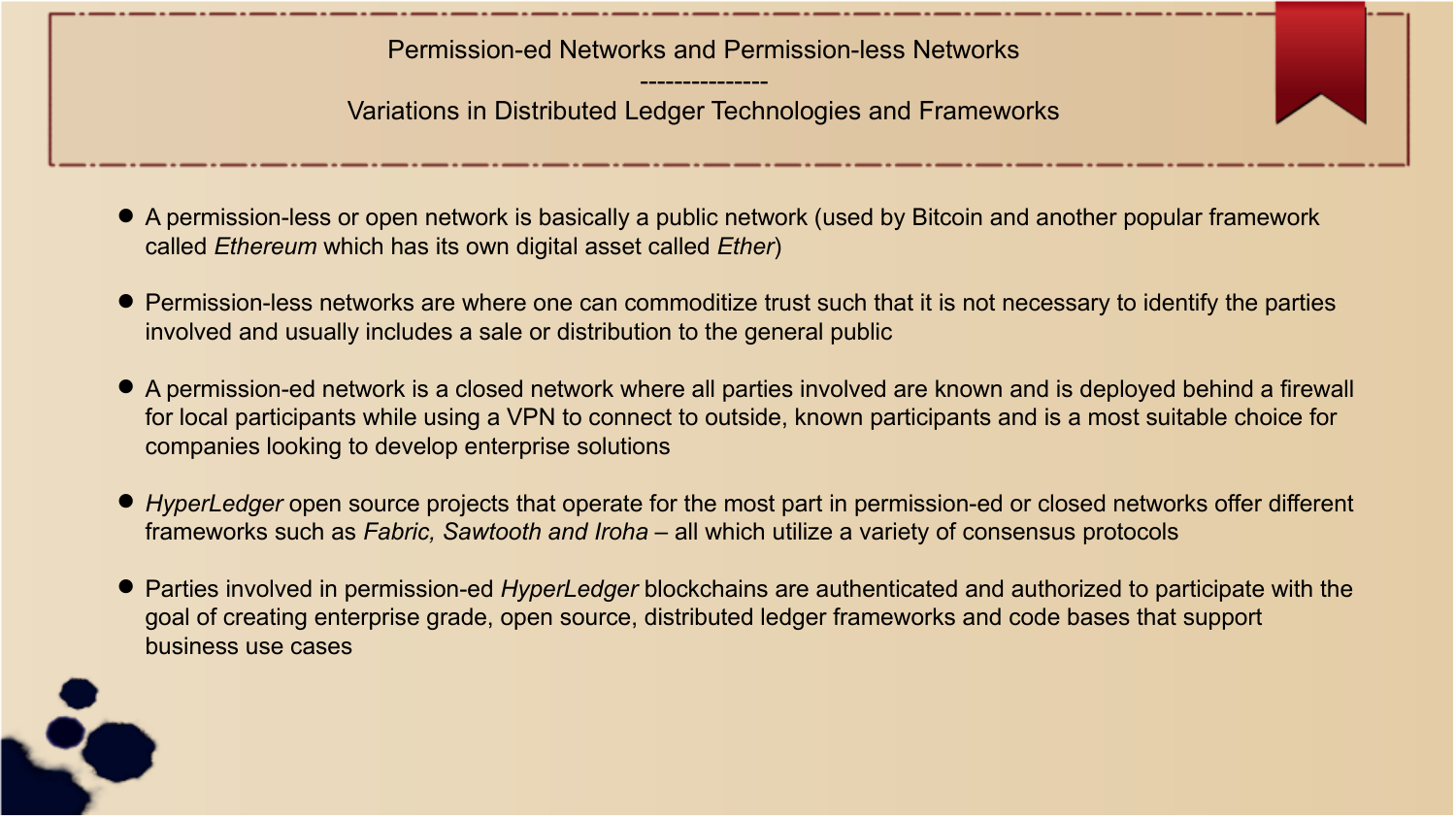## Permission-ed Networks and Permission-less Networks

---------------

## Variations in Distributed Ledger Technologies and Frameworks

- A permission-less or open network is basically a public network (used by Bitcoin and another popular framework called *Ethereum* which has its own digital asset called *Ether*)
- Permission-less networks are where one can commoditize trust such that it is not necessary to identify the parties involved and usually includes a sale or distribution to the general public
- A permission-ed network is a closed network where all parties involved are known and is deployed behind a firewall for local participants while using a VPN to connect to outside, known participants and is a most suitable choice for companies looking to develop enterprise solutions
- *HyperLedger* open source projects that operate for the most part in permission-ed or closed networks offer different frameworks such as *Fabric, Sawtooth and Iroha* – all which utilize a variety of consensus protocols
- Parties involved in permission-ed *HyperLedger* blockchains are authenticated and authorized to participate with the goal of creating enterprise grade, open source, distributed ledger frameworks and code bases that support business use cases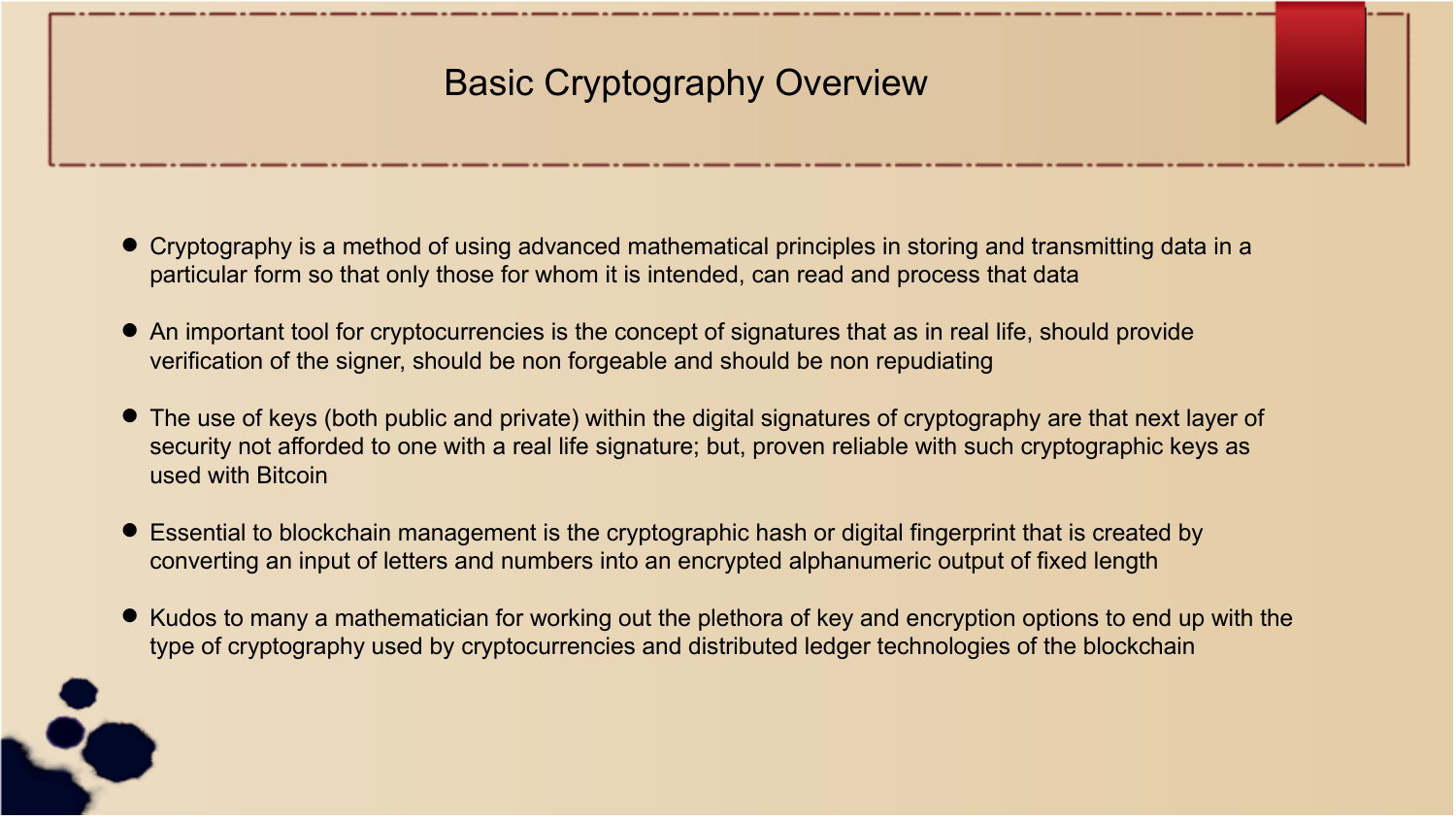# Basic Cryptography Overview

- Cryptography is a method of using advanced mathematical principles in storing and transmitting data in a particular form so that only those for whom it is intended, can read and process that data
- An important tool for cryptocurrencies is the concept of signatures that as in real life, should provide verification of the signer, should be non forgeable and should be non repudiating
- The use of keys (both public and private) within the digital signatures of cryptography are that next layer of security not afforded to one with a real life signature; but, proven reliable with such cryptographic keys as used with Bitcoin
- Essential to blockchain management is the cryptographic hash or digital fingerprint that is created by converting an input of letters and numbers into an encrypted alphanumeric output of fixed length
- Kudos to many a mathematician for working out the plethora of key and encryption options to end up with the type of cryptography used by cryptocurrencies and distributed ledger technologies of the blockchain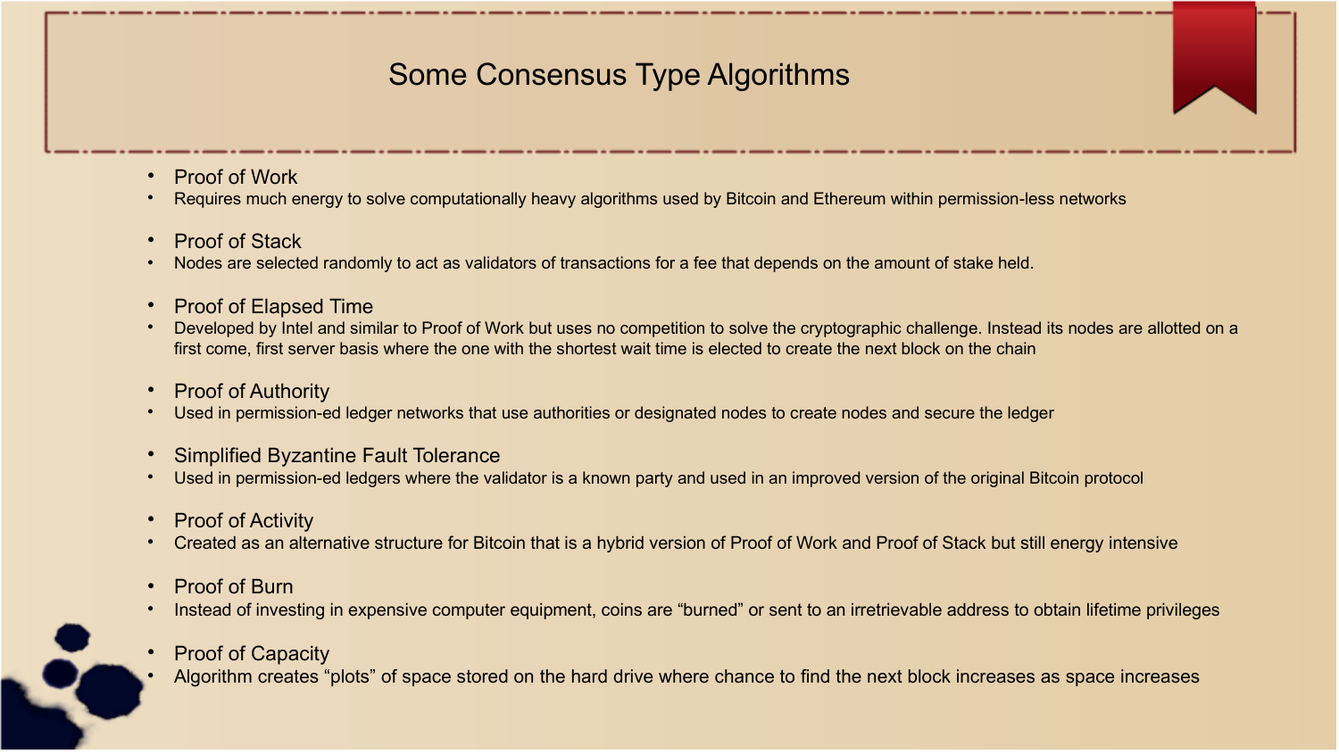# Some Consensus Type Algorithms

- Proof of Work
- Requires much energy to solve computationally heavy algorithms used by Bitcoin and Ethereum within permission-less networks

- Proof of Stack
- Nodes are selected randomly to act as validators of transactions for a fee that depends on the amount of stake held.

- Proof of Elapsed Time
- Developed by Intel and similar to Proof of Work but uses no competition to solve the cryptographic challenge. Instead its nodes are allotted on a first come, first server basis where the one with the shortest wait time is elected to create the next block on the chain

- Proof of Authority
- Used in permission-ed ledger networks that use authorities or designated nodes to create nodes and secure the ledger

- Simplified Byzantine Fault Tolerance
- Used in permission-ed ledgers where the validator is a known party and used in an improved version of the original Bitcoin protocol

- Proof of Activity
- Created as an alternative structure for Bitcoin that is a hybrid version of Proof of Work and Proof of Stack but still energy intensive

- Proof of Burn
- Instead of investing in expensive computer equipment, coins are "burned" or sent to an irretrievable address to obtain lifetime privileges

- Proof of Capacity
- Algorithm creates "plots" of space stored on the hard drive where chance to find the next block increases as space increases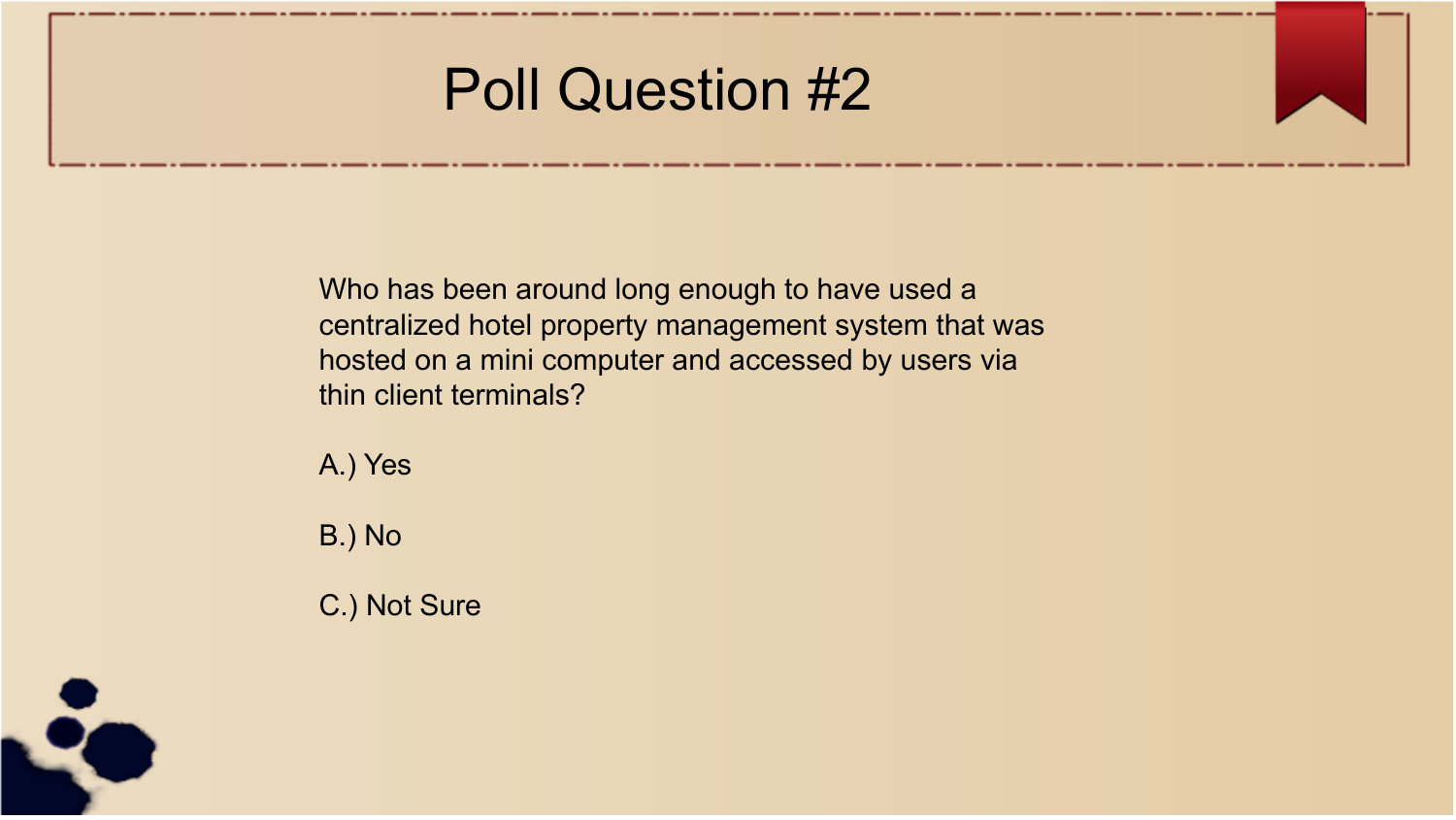# Poll Question #2

Who has been around long enough to have used a centralized hotel property management system that was hosted on a mini computer and accessed by users via thin client terminals?

A.) Yes

B.) No

C.) Not Sure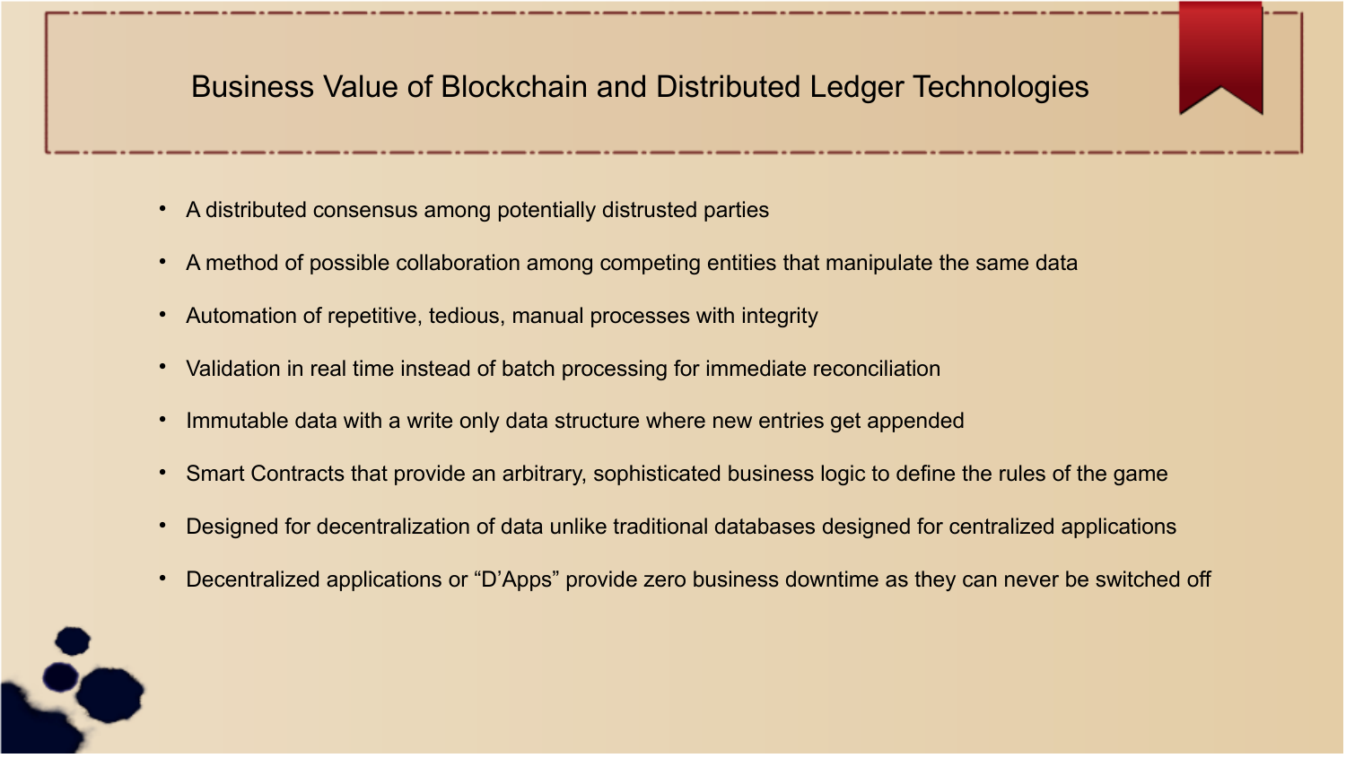# Business Value of Blockchain and Distributed Ledger Technologies

- A distributed consensus among potentially distrusted parties
- A method of possible collaboration among competing entities that manipulate the same data
- Automation of repetitive, tedious, manual processes with integrity
- Validation in real time instead of batch processing for immediate reconciliation
- Immutable data with a write only data structure where new entries get appended
- Smart Contracts that provide an arbitrary, sophisticated business logic to define the rules of the game
- Designed for decentralization of data unlike traditional databases designed for centralized applications
- Decentralized applications or “D’Apps” provide zero business downtime as they can never be switched off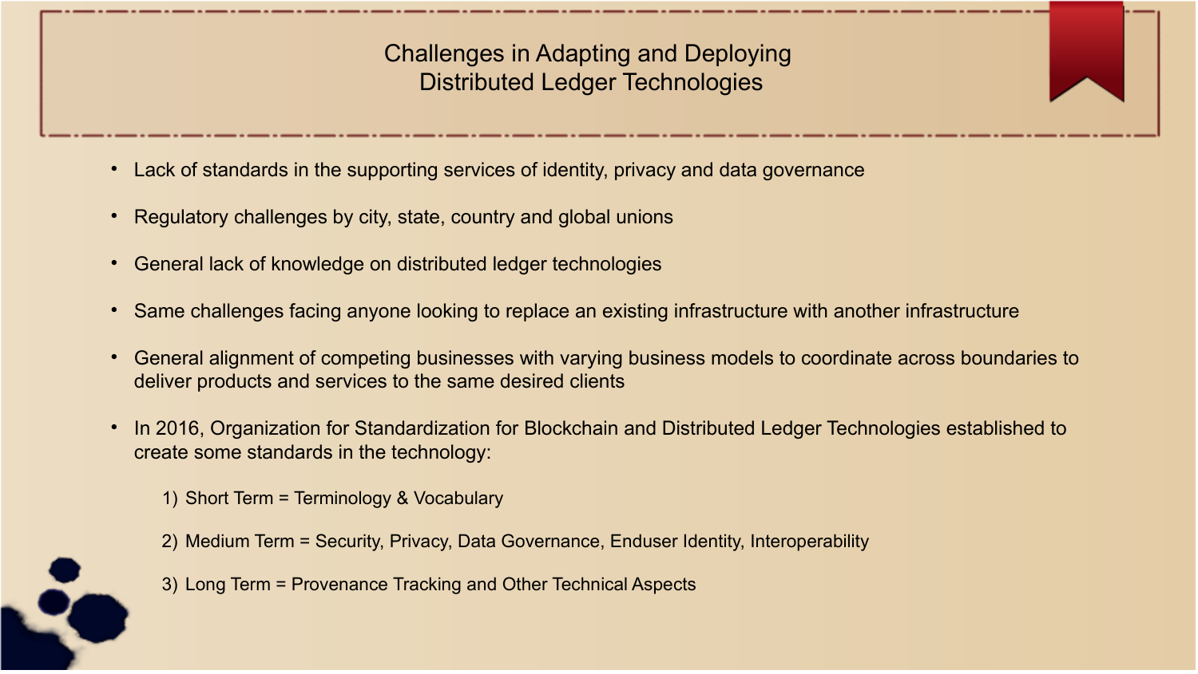# Challenges in Adapting and Deploying Distributed Ledger Technologies

- Lack of standards in the supporting services of identity, privacy and data governance
- Regulatory challenges by city, state, country and global unions
- General lack of knowledge on distributed ledger technologies
- Same challenges facing anyone looking to replace an existing infrastructure with another infrastructure
- General alignment of competing businesses with varying business models to coordinate across boundaries to deliver products and services to the same desired clients
- In 2016, Organization for Standardization for Blockchain and Distributed Ledger Technologies established to create some standards in the technology:

  1) Short Term = Terminology & Vocabulary
  2) Medium Term = Security, Privacy, Data Governance, Enduser Identity, Interoperability
  3) Long Term = Provenance Tracking and Other Technical Aspects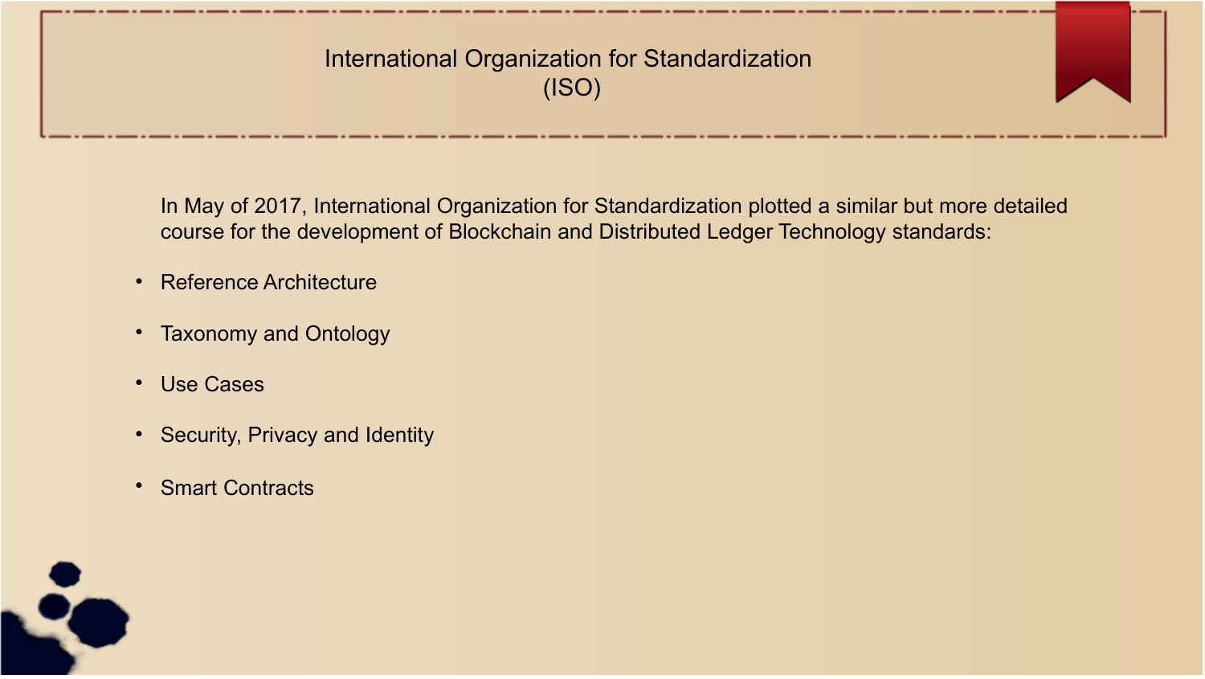# International Organization for Standardization (ISO)

In May of 2017, International Organization for Standardization plotted a similar but more detailed course for the development of Blockchain and Distributed Ledger Technology standards:

- Reference Architecture
- Taxonomy and Ontology
- Use Cases
- Security, Privacy and Identity
- Smart Contracts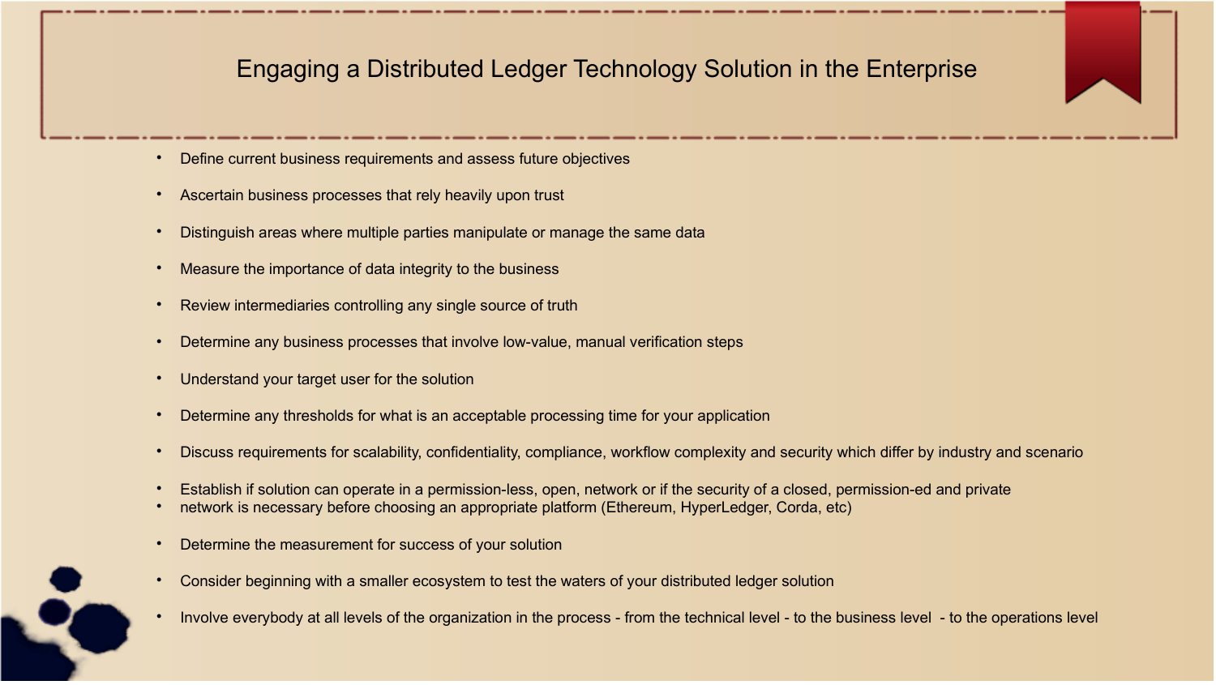# Engaging a Distributed Ledger Technology Solution in the Enterprise

- Define current business requirements and assess future objectives
- Ascertain business processes that rely heavily upon trust
- Distinguish areas where multiple parties manipulate or manage the same data
- Measure the importance of data integrity to the business
- Review intermediaries controlling any single source of truth
- Determine any business processes that involve low-value, manual verification steps
- Understand your target user for the solution
- Determine any thresholds for what is an acceptable processing time for your application
- Discuss requirements for scalability, confidentiality, compliance, workflow complexity and security which differ by industry and scenario
- Establish if solution can operate in a permission-less, open, network or if the security of a closed, permission-ed and private
- network is necessary before choosing an appropriate platform (Ethereum, HyperLedger, Corda, etc)
- Determine the measurement for success of your solution
- Consider beginning with a smaller ecosystem to test the waters of your distributed ledger solution
- Involve everybody at all levels of the organization in the process - from the technical level - to the business level - to the operations level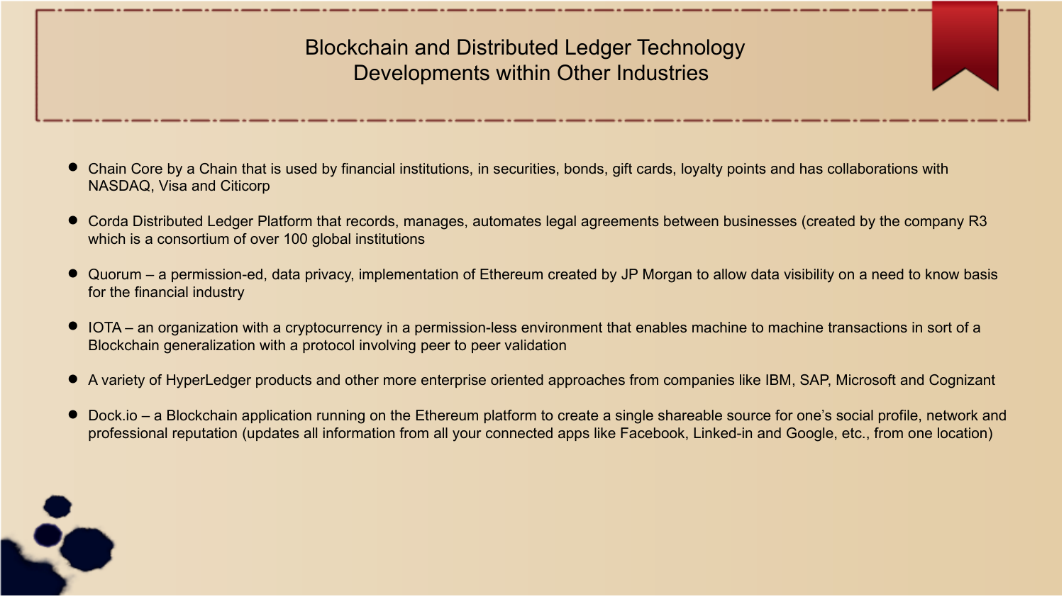# Blockchain and Distributed Ledger Technology Developments within Other Industries

- Chain Core by a Chain that is used by financial institutions, in securities, bonds, gift cards, loyalty points and has collaborations with NASDAQ, Visa and Citicorp
- Corda Distributed Ledger Platform that records, manages, automates legal agreements between businesses (created by the company R3 which is a consortium of over 100 global institutions
- Quorum – a permission-ed, data privacy, implementation of Ethereum created by JP Morgan to allow data visibility on a need to know basis for the financial industry
- IOTA – an organization with a cryptocurrency in a permission-less environment that enables machine to machine transactions in sort of a Blockchain generalization with a protocol involving peer to peer validation
- A variety of HyperLedger products and other more enterprise oriented approaches from companies like IBM, SAP, Microsoft and Cognizant
- Dock.io – a Blockchain application running on the Ethereum platform to create a single shareable source for one's social profile, network and professional reputation (updates all information from all your connected apps like Facebook, Linked-in and Google, etc., from one location)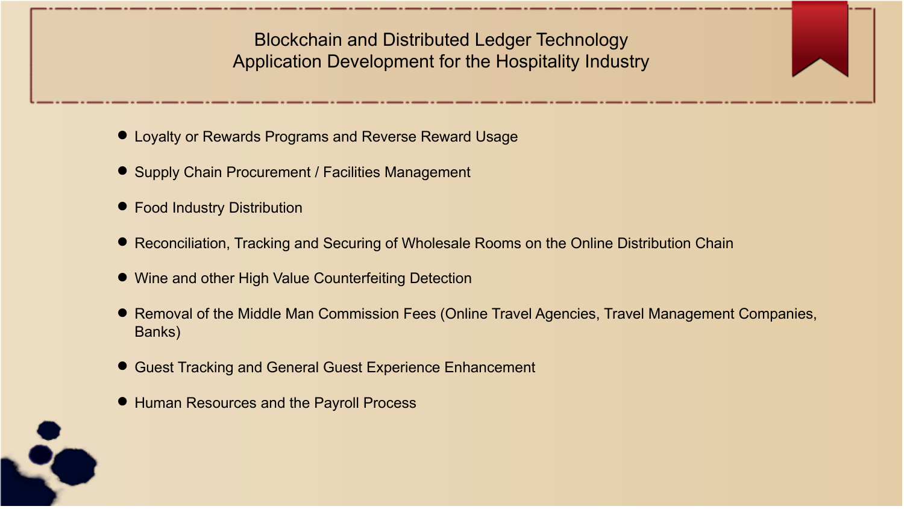# Blockchain and Distributed Ledger Technology Application Development for the Hospitality Industry

- Loyalty or Rewards Programs and Reverse Reward Usage
- Supply Chain Procurement / Facilities Management
- Food Industry Distribution
- Reconciliation, Tracking and Securing of Wholesale Rooms on the Online Distribution Chain
- Wine and other High Value Counterfeiting Detection
- Removal of the Middle Man Commission Fees (Online Travel Agencies, Travel Management Companies, Banks)
- Guest Tracking and General Guest Experience Enhancement
- Human Resources and the Payroll Process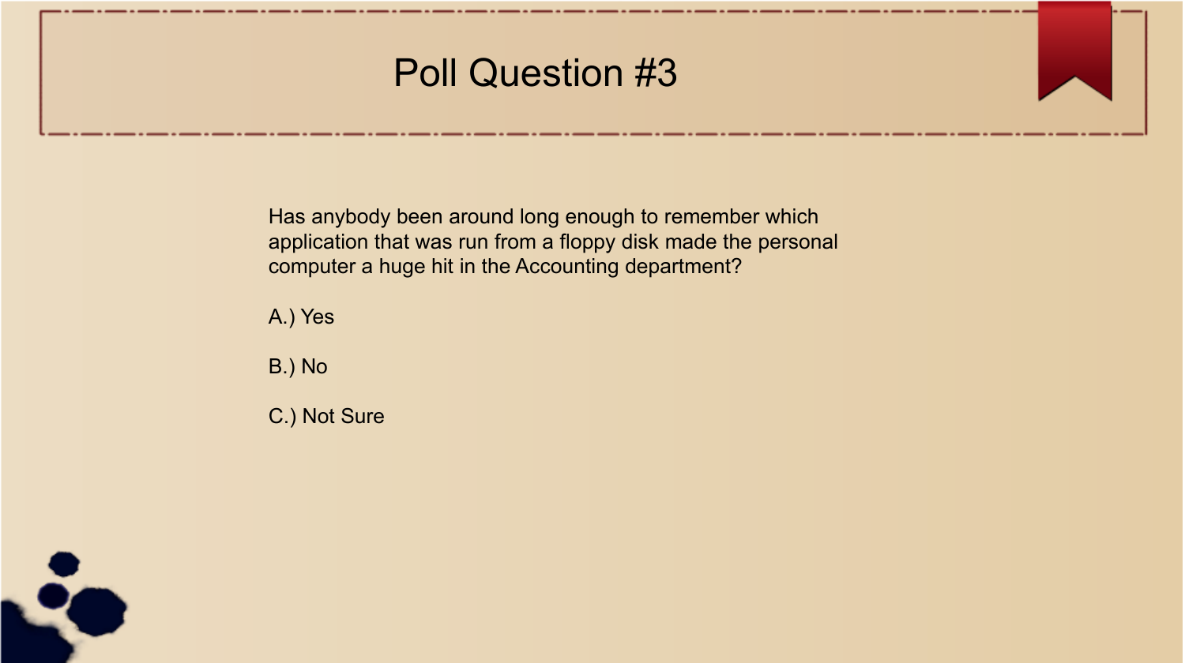# Poll Question #3

Has anybody been around long enough to remember which application that was run from a floppy disk made the personal computer a huge hit in the Accounting department?

A.) Yes

B.) No

C.) Not Sure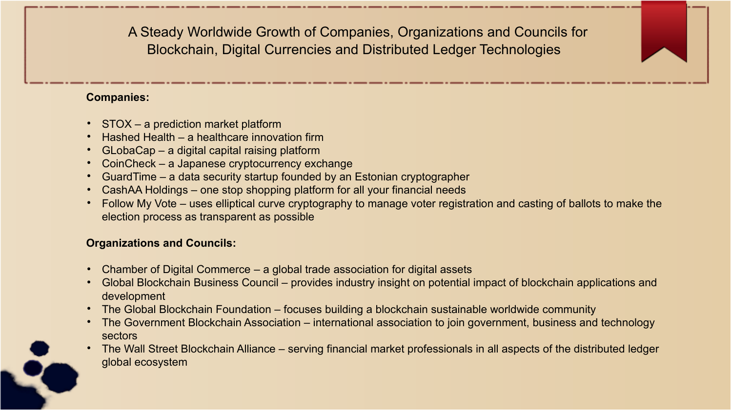# A Steady Worldwide Growth of Companies, Organizations and Councils for Blockchain, Digital Currencies and Distributed Ledger Technologies

**Companies:**

- STOX – a prediction market platform
- Hashed Health – a healthcare innovation firm
- GLobaCap – a digital capital raising platform
- CoinCheck – a Japanese cryptocurrency exchange
- GuardTime – a data security startup founded by an Estonian cryptographer
- CashAA Holdings – one stop shopping platform for all your financial needs
- Follow My Vote – uses elliptical curve cryptography to manage voter registration and casting of ballots to make the election process as transparent as possible

**Organizations and Councils:**

- Chamber of Digital Commerce – a global trade association for digital assets
- Global Blockchain Business Council – provides industry insight on potential impact of blockchain applications and development
- The Global Blockchain Foundation – focuses building a blockchain sustainable worldwide community
- The Government Blockchain Association – international association to join government, business and technology sectors
- The Wall Street Blockchain Alliance – serving financial market professionals in all aspects of the distributed ledger global ecosystem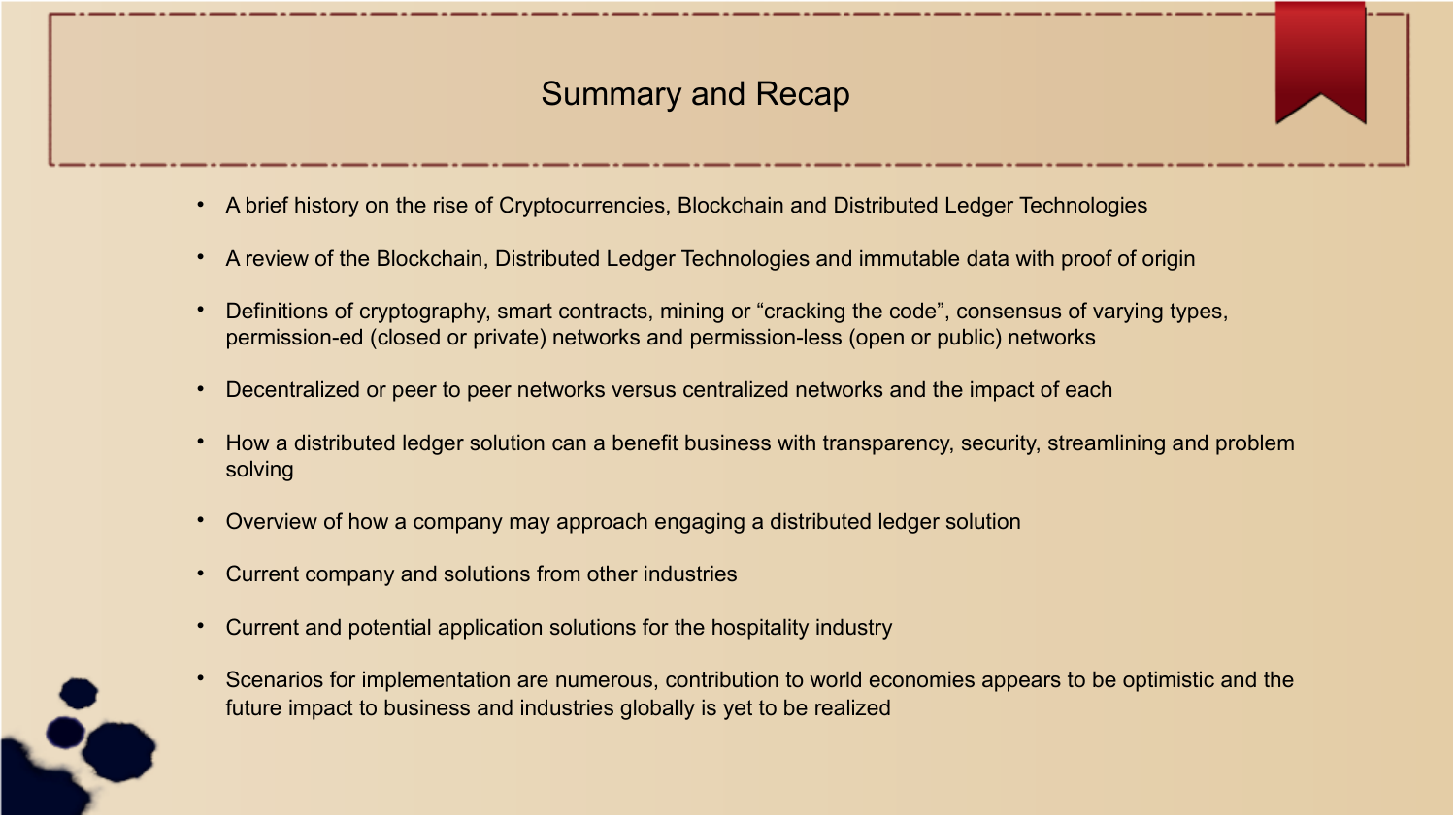# Summary and Recap

- A brief history on the rise of Cryptocurrencies, Blockchain and Distributed Ledger Technologies
- A review of the Blockchain, Distributed Ledger Technologies and immutable data with proof of origin
- Definitions of cryptography, smart contracts, mining or "cracking the code", consensus of varying types, permission-ed (closed or private) networks and permission-less (open or public) networks
- Decentralized or peer to peer networks versus centralized networks and the impact of each
- How a distributed ledger solution can a benefit business with transparency, security, streamlining and problem solving
- Overview of how a company may approach engaging a distributed ledger solution
- Current company and solutions from other industries
- Current and potential application solutions for the hospitality industry
- Scenarios for implementation are numerous, contribution to world economies appears to be optimistic and the future impact to business and industries globally is yet to be realized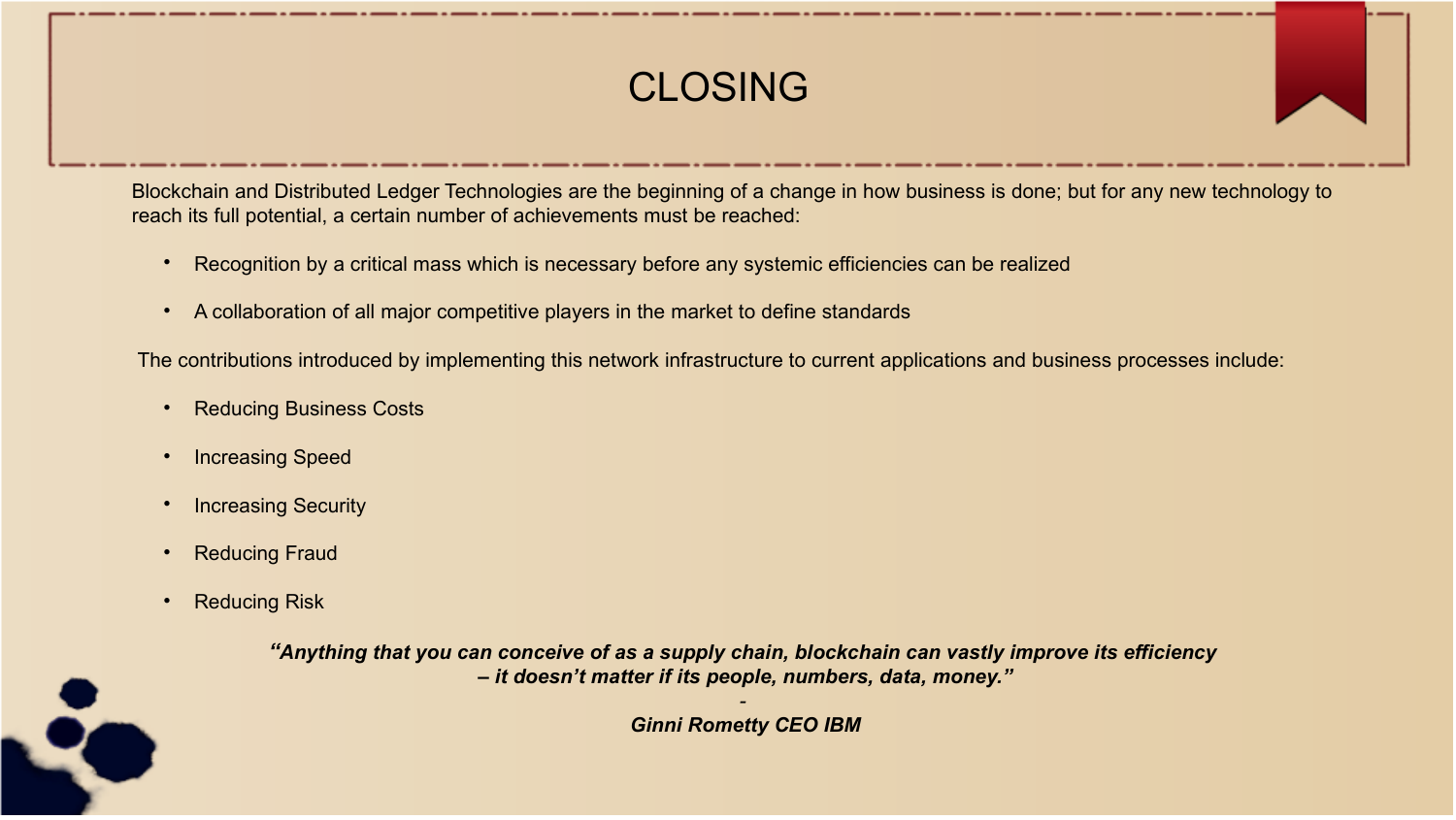# CLOSING

Blockchain and Distributed Ledger Technologies are the beginning of a change in how business is done; but for any new technology to reach its full potential, a certain number of achievements must be reached:

- Recognition by a critical mass which is necessary before any systemic efficiencies can be realized
- A collaboration of all major competitive players in the market to define standards

The contributions introduced by implementing this network infrastructure to current applications and business processes include:

- Reducing Business Costs
- Increasing Speed
- Increasing Security
- Reducing Fraud
- Reducing Risk

***"Anything that you can conceive of as a supply chain, blockchain can vastly improve its efficiency – it doesn't matter if its people, numbers, data, money."***

-

***Ginni Rometty CEO IBM***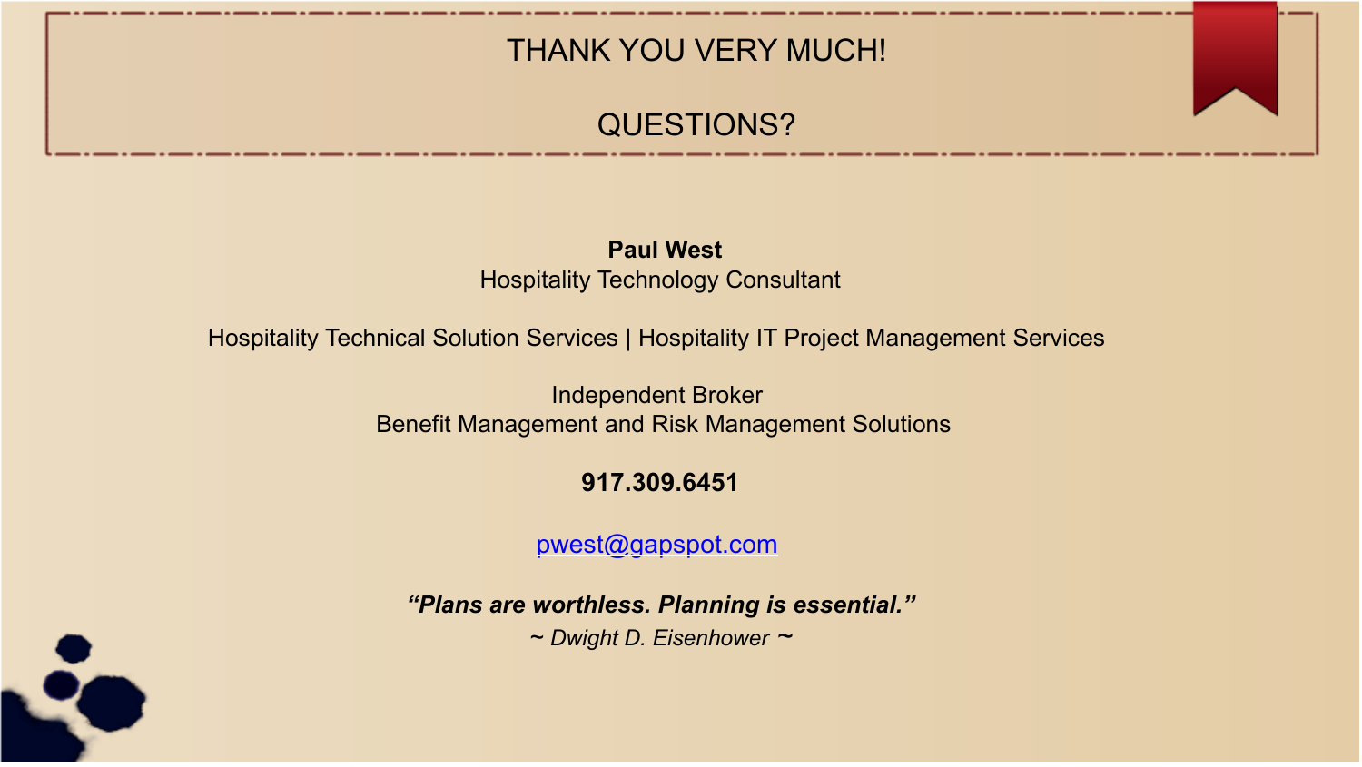# THANK YOU VERY MUCH!

# QUESTIONS?

**Paul West**
Hospitality Technology Consultant

Hospitality Technical Solution Services | Hospitality IT Project Management Services

Independent Broker
Benefit Management and Risk Management Solutions

**917.309.6451**

pwest@gapspot.com

***"Plans are worthless. Planning is essential."***
*~ Dwight D. Eisenhower ~*